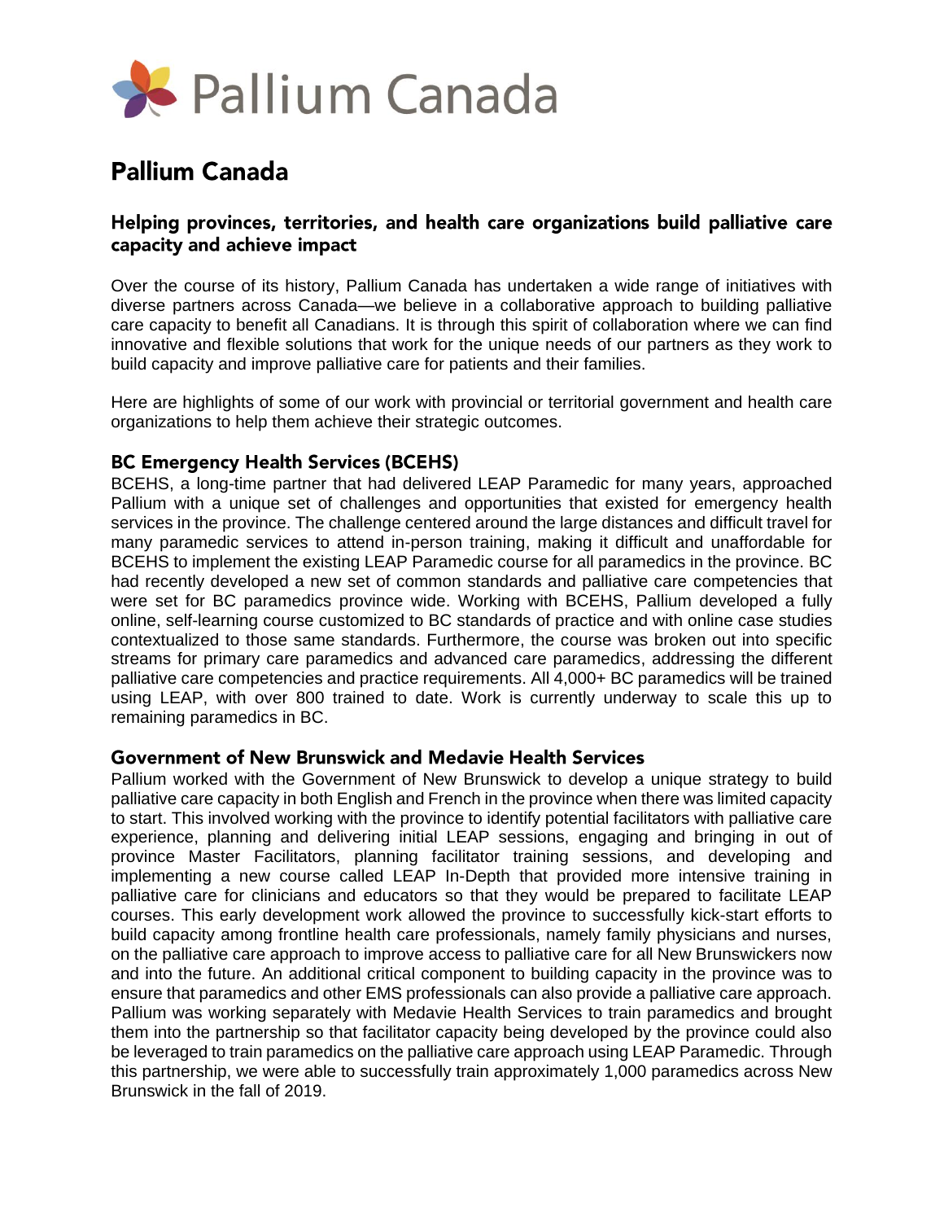# Pallium Canada

## Helping provinces, territories, and health care organizations build palliative care capacity and achieve impact

Over the course of its history, Pallium Canada has undertaken a wide range of initiatives with diverse partners across Canada—we believe in a collaborative approach to building palliative care capacity to benefit all Canadians. It is through this spirit of collaboration where we can find innovative and flexible solutions that work for the unique needs of our partners as they work to build capacity and improve palliative care for patients and their families.

Here are highlights of some of our work with provincial or territorial government and health care organizations to help them achieve their strategic outcomes.

### BC Emergency Health Services (BCEHS)

BCEHS, a long-time partner that had delivered LEAP Paramedic for many years, approached Pallium with a unique set of challenges and opportunities that existed for emergency health services in the province. The challenge centered around the large distances and difficult travel for many paramedic services to attend in-person training, making it difficult and unaffordable for BCEHS to implement the existing LEAP Paramedic course for all paramedics in the province. BC had recently developed a new set of common standards and palliative care competencies that were set for BC paramedics province wide. Working with BCEHS, Pallium developed a fully online, self-learning course customized to BC standards of practice and with online case studies contextualized to those same standards. Furthermore, the course was broken out into specific streams for primary care paramedics and advanced care paramedics, addressing the different palliative care competencies and practice requirements. All 4,000+ BC paramedics will be trained using LEAP, with over 800 trained to date. Work is currently underway to scale this up to remaining paramedics in BC.

### Government of New Brunswick and Medavie Health Services

Pallium worked with the Government of New Brunswick to develop a unique strategy to build palliative care capacity in both English and French in the province when there was limited capacity to start. This involved working with the province to identify potential facilitators with palliative care experience, planning and delivering initial LEAP sessions, engaging and bringing in out of province Master Facilitators, planning facilitator training sessions, and developing and implementing a new course called LEAP In-Depth that provided more intensive training in palliative care for clinicians and educators so that they would be prepared to facilitate LEAP courses. This early development work allowed the province to successfully kick-start efforts to build capacity among frontline health care professionals, namely family physicians and nurses, on the palliative care approach to improve access to palliative care for all New Brunswickers now and into the future. An additional critical component to building capacity in the province was to ensure that paramedics and other EMS professionals can also provide a palliative care approach. Pallium was working separately with Medavie Health Services to train paramedics and brought them into the partnership so that facilitator capacity being developed by the province could also be leveraged to train paramedics on the palliative care approach using LEAP Paramedic. Through this partnership, we were able to successfully train approximately 1,000 paramedics across New Brunswick in the fall of 2019.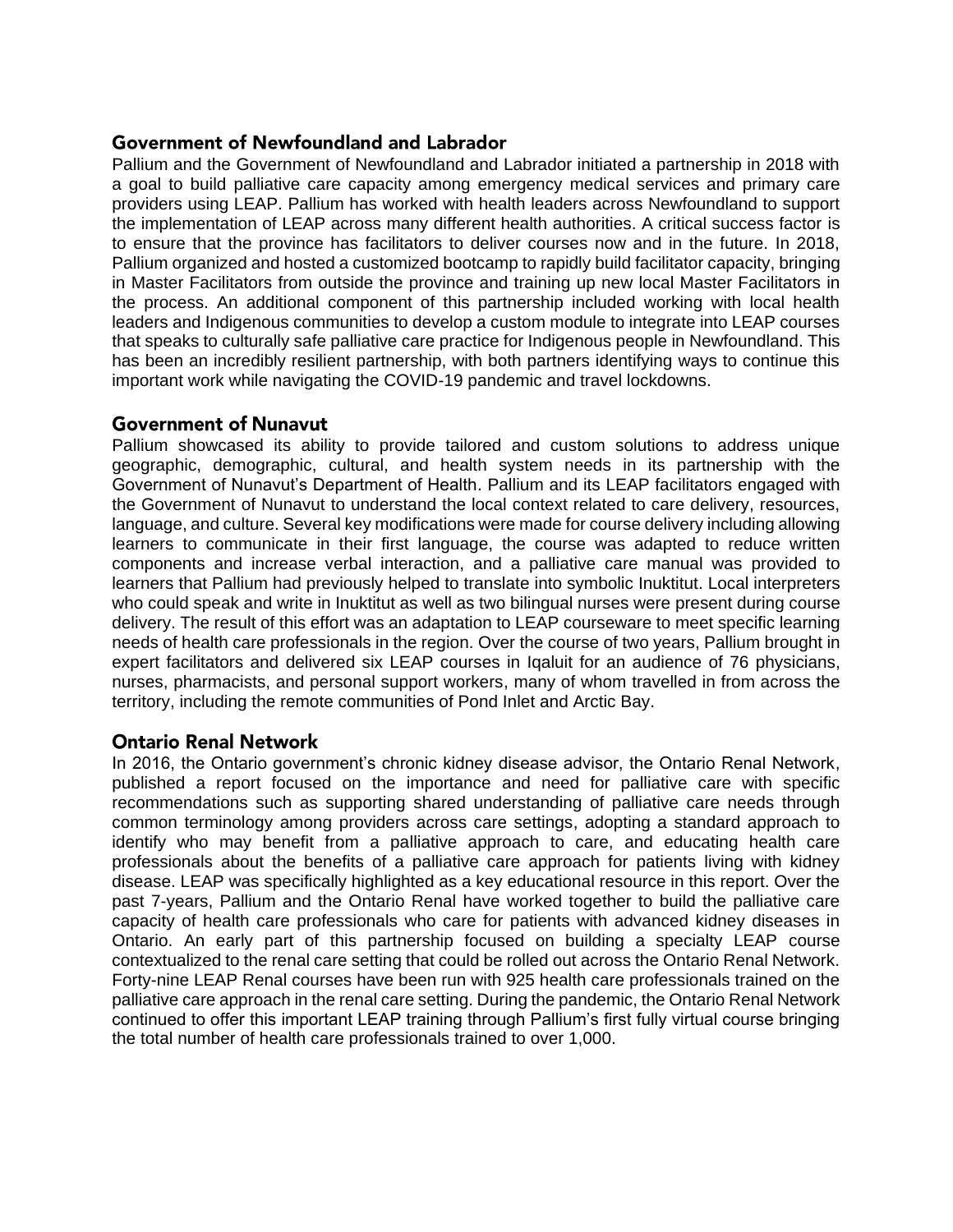## Government of Newfoundland and Labrador

Pallium and the Government of Newfoundland and Labrador initiated a partnership in 2018 with a goal to build palliative care capacity among emergency medical services and primary care providers using LEAP. Pallium has worked with health leaders across Newfoundland to support the implementation of LEAP across many different health authorities. A critical success factor is to ensure that the province has facilitators to deliver courses now and in the future. In 2018, Pallium organized and hosted a customized bootcamp to rapidly build facilitator capacity, bringing in Master Facilitators from outside the province and training up new local Master Facilitators in the process. An additional component of this partnership included working with local health leaders and Indigenous communities to develop a custom module to integrate into LEAP courses that speaks to culturally safe palliative care practice for Indigenous people in Newfoundland. This has been an incredibly resilient partnership, with both partners identifying ways to continue this important work while navigating the COVID-19 pandemic and travel lockdowns.

## Government of Nunavut

Pallium showcased its ability to provide tailored and custom solutions to address unique geographic, demographic, cultural, and health system needs in its partnership with the Government of Nunavut's Department of Health. Pallium and its LEAP facilitators engaged with the Government of Nunavut to understand the local context related to care delivery, resources, language, and culture. Several key modifications were made for course delivery including allowing learners to communicate in their first language, the course was adapted to reduce written components and increase verbal interaction, and a palliative care manual was provided to learners that Pallium had previously helped to translate into symbolic Inuktitut. Local interpreters who could speak and write in Inuktitut as well as two bilingual nurses were present during course delivery. The result of this effort was an adaptation to LEAP courseware to meet specific learning needs of health care professionals in the region. Over the course of two years, Pallium brought in expert facilitators and delivered six LEAP courses in Iqaluit for an audience of 76 physicians, nurses, pharmacists, and personal support workers, many of whom travelled in from across the territory, including the remote communities of Pond Inlet and Arctic Bay.

## Ontario Renal Network

In 2016, the Ontario government's chronic kidney disease advisor, the Ontario Renal Network, published a report focused on the importance and need for palliative care with specific recommendations such as supporting shared understanding of palliative care needs through common terminology among providers across care settings, adopting a standard approach to identify who may benefit from a palliative approach to care, and educating health care professionals about the benefits of a palliative care approach for patients living with kidney disease. LEAP was specifically highlighted as a key educational resource in this report. Over the past 7-years, Pallium and the Ontario Renal have worked together to build the palliative care capacity of health care professionals who care for patients with advanced kidney diseases in Ontario. An early part of this partnership focused on building a specialty LEAP course contextualized to the renal care setting that could be rolled out across the Ontario Renal Network. Forty-nine LEAP Renal courses have been run with 925 health care professionals trained on the palliative care approach in the renal care setting. During the pandemic, the Ontario Renal Network continued to offer this important LEAP training through Pallium's first fully virtual course bringing the total number of health care professionals trained to over 1,000.